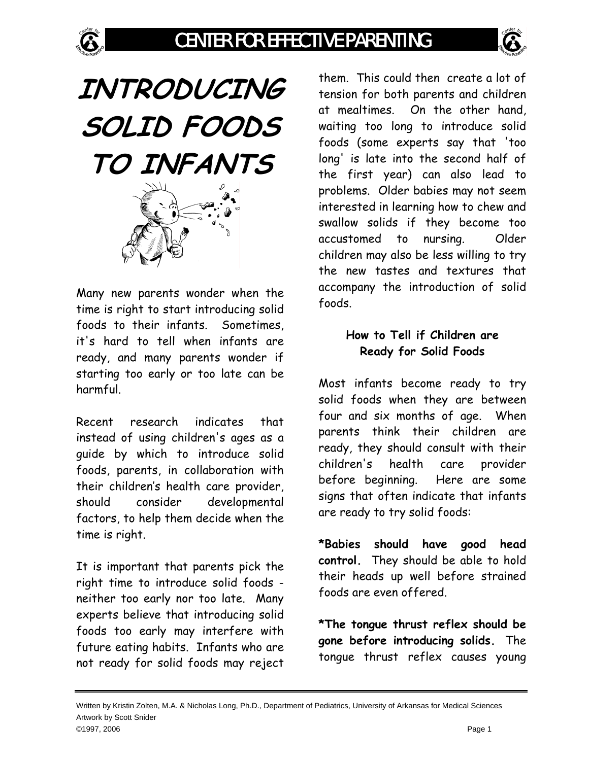# INTRODUCING SOLID FOODS TO INFANTS

Many new parents wonder when the time is right to start introducing solid foods to their infants. Sometimes, it's hard to tell when infants are ready, and many parents wonder if starting too early or too late can be harmful.

Recent research indicates that instead of using children's ages as a guide by which to introduce solid foods, parents, in collaboration with their children's health care provider, should consider developmental factors, to help them decide when the time is right.

It is important that parents pick the right time to introduce solid foods - neither too early nor too late. Many experts believe that introducing solid foods too early may interfere with future eating habits. Infants who are not ready for solid foods may reject them. This could then create a lot of tension for both parents and children at mealtimes. On the other hand, waiting too long to introduce solid foods (some experts say that 'too long' is late into the second half of the first year) can also lead to problems. Older babies may not seem interested in learning how to chew and swallow solids if they become too accustomed to nursing. Older children may also be less willing to try the new tastes and textures that accompany the introduction of solid foods.

### How to Tell if Children are Ready for Solid Foods

Most infants become ready to try solid foods when they are between four and six months of age. When parents think their children are ready, they should consult with their children's health care provider before beginning. Here are some signs that often indicate that infants are ready to try solid foods:

**\*Babies should have good head control.** They should be able to hold their heads up well before strained foods are even offered.

**\*The tongue thrust reflex should be gone before introducing solids.** The tongue thrust reflex causes young

Written by Kristin Zolten, M.A. & Nicholas Long, Ph.D., Department of Pediatrics, University of Arkansas for Medical Sciences
Artwork by Scott Snider
©1997, 2006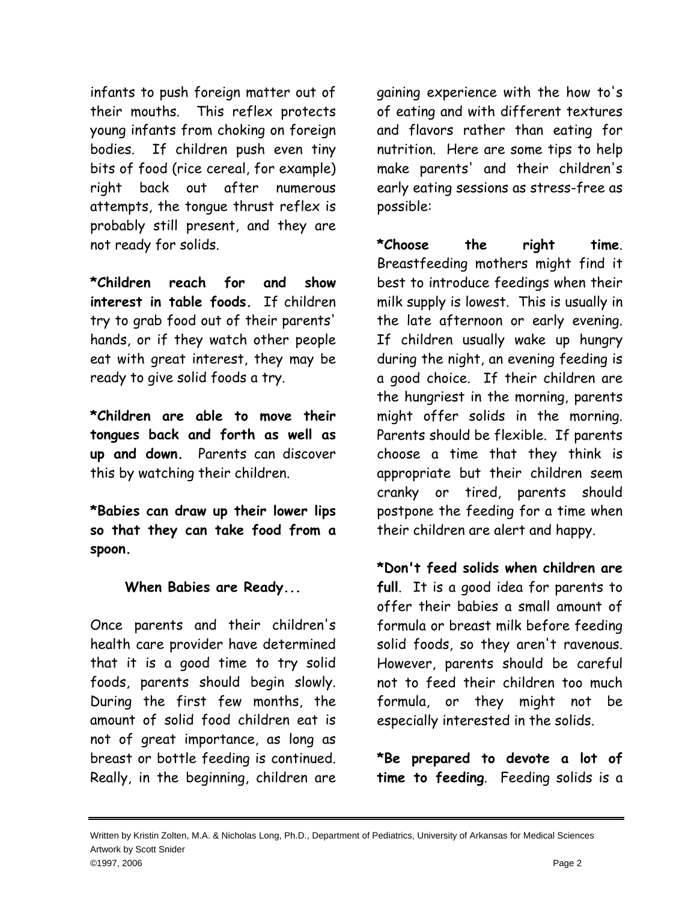infants to push foreign matter out of their mouths. This reflex protects young infants from choking on foreign bodies. If children push even tiny bits of food (rice cereal, for example) right back out after numerous attempts, the tongue thrust reflex is probably still present, and they are not ready for solids.

**\*Children reach for and show interest in table foods.** If children try to grab food out of their parents' hands, or if they watch other people eat with great interest, they may be ready to give solid foods a try.

**\*Children are able to move their tongues back and forth as well as up and down.** Parents can discover this by watching their children.

**\*Babies can draw up their lower lips so that they can take food from a spoon.**

### When Babies are Ready...

Once parents and their children's health care provider have determined that it is a good time to try solid foods, parents should begin slowly. During the first few months, the amount of solid food children eat is not of great importance, as long as breast or bottle feeding is continued. Really, in the beginning, children are gaining experience with the how to's of eating and with different textures and flavors rather than eating for nutrition. Here are some tips to help make parents' and their children's early eating sessions as stress-free as possible:

**\*Choose the right time**. Breastfeeding mothers might find it best to introduce feedings when their milk supply is lowest. This is usually in the late afternoon or early evening. If children usually wake up hungry during the night, an evening feeding is a good choice. If their children are the hungriest in the morning, parents might offer solids in the morning. Parents should be flexible. If parents choose a time that they think is appropriate but their children seem cranky or tired, parents should postpone the feeding for a time when their children are alert and happy.

**\*Don't feed solids when children are full**. It is a good idea for parents to offer their babies a small amount of formula or breast milk before feeding solid foods, so they aren't ravenous. However, parents should be careful not to feed their children too much formula, or they might not be especially interested in the solids.

**\*Be prepared to devote a lot of time to feeding**. Feeding solids is a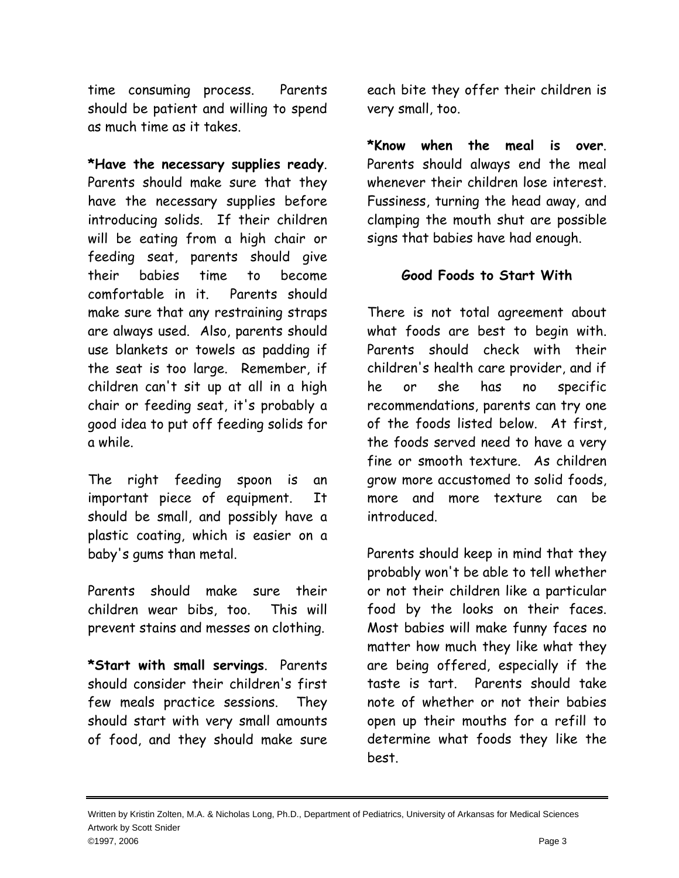time consuming process. Parents should be patient and willing to spend as much time as it takes.

***Have the necessary supplies ready**. Parents should make sure that they have the necessary supplies before introducing solids. If their children will be eating from a high chair or feeding seat, parents should give their babies time to become comfortable in it. Parents should make sure that any restraining straps are always used. Also, parents should use blankets or towels as padding if the seat is too large. Remember, if children can't sit up at all in a high chair or feeding seat, it's probably a good idea to put off feeding solids for a while.

The right feeding spoon is an important piece of equipment. It should be small, and possibly have a plastic coating, which is easier on a baby's gums than metal.

Parents should make sure their children wear bibs, too. This will prevent stains and messes on clothing.

***Start with small servings**. Parents should consider their children's first few meals practice sessions. They should start with very small amounts of food, and they should make sure each bite they offer their children is very small, too.

***Know when the meal is over**. Parents should always end the meal whenever their children lose interest. Fussiness, turning the head away, and clamping the mouth shut are possible signs that babies have had enough.

### Good Foods to Start With

There is not total agreement about what foods are best to begin with. Parents should check with their children's health care provider, and if he or she has no specific recommendations, parents can try one of the foods listed below. At first, the foods served need to have a very fine or smooth texture. As children grow more accustomed to solid foods, more and more texture can be introduced.

Parents should keep in mind that they probably won't be able to tell whether or not their children like a particular food by the looks on their faces. Most babies will make funny faces no matter how much they like what they are being offered, especially if the taste is tart. Parents should take note of whether or not their babies open up their mouths for a refill to determine what foods they like the best.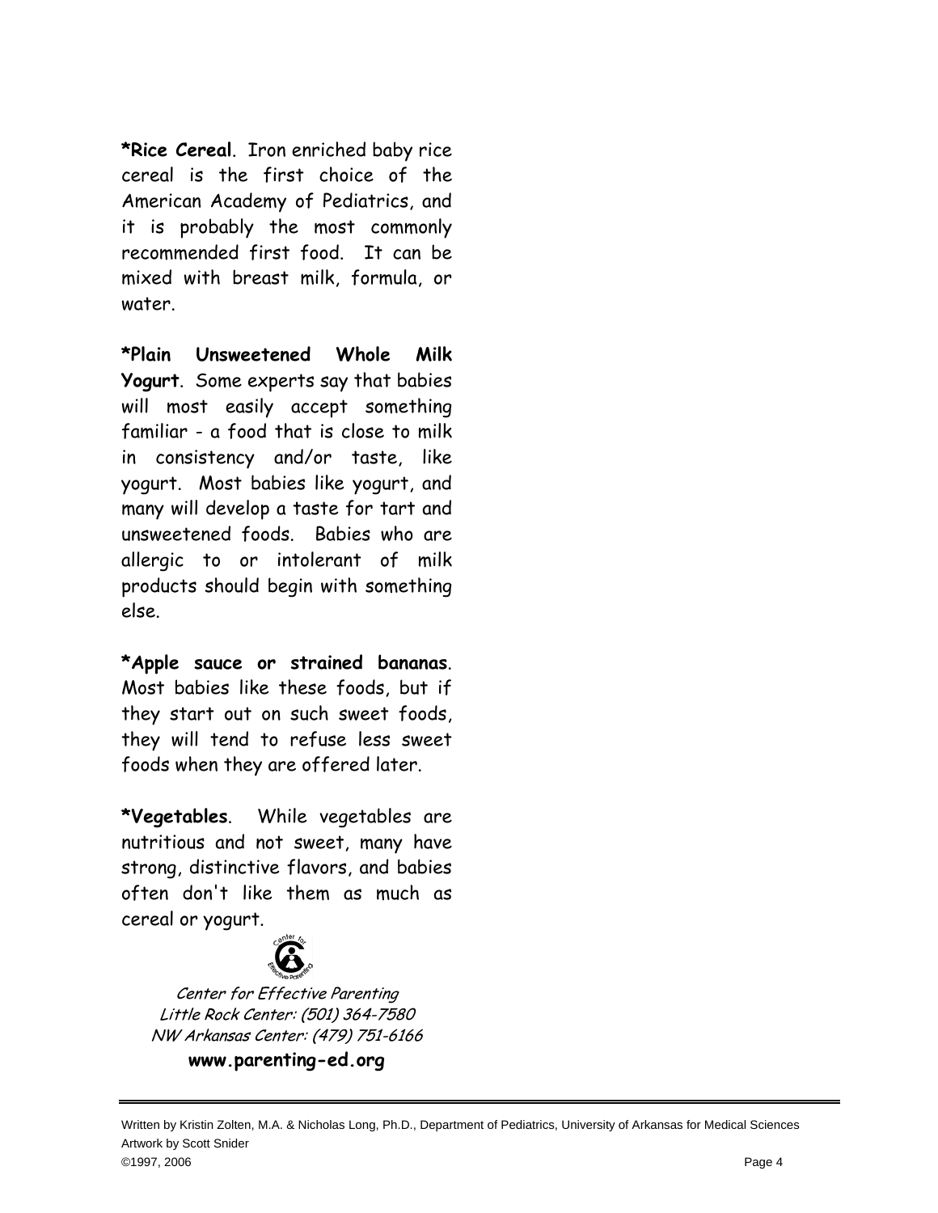***Rice Cereal**. Iron enriched baby rice cereal is the first choice of the American Academy of Pediatrics, and it is probably the most commonly recommended first food. It can be mixed with breast milk, formula, or water.

***Plain Unsweetened Whole Milk Yogurt**. Some experts say that babies will most easily accept something familiar - a food that is close to milk in consistency and/or taste, like yogurt. Most babies like yogurt, and many will develop a taste for tart and unsweetened foods. Babies who are allergic to or intolerant of milk products should begin with something else.

***Apple sauce or strained bananas**. Most babies like these foods, but if they start out on such sweet foods, they will tend to refuse less sweet foods when they are offered later.

***Vegetables**. While vegetables are nutritious and not sweet, many have strong, distinctive flavors, and babies often don't like them as much as cereal or yogurt.

*Center for Effective Parenting*
*Little Rock Center: (501) 364-7580*
*NW Arkansas Center: (479) 751-6166*
**www.parenting-ed.org**

---

Written by Kristin Zolten, M.A. & Nicholas Long, Ph.D., Department of Pediatrics, University of Arkansas for Medical Sciences
Artwork by Scott Snider
©1997, 2006